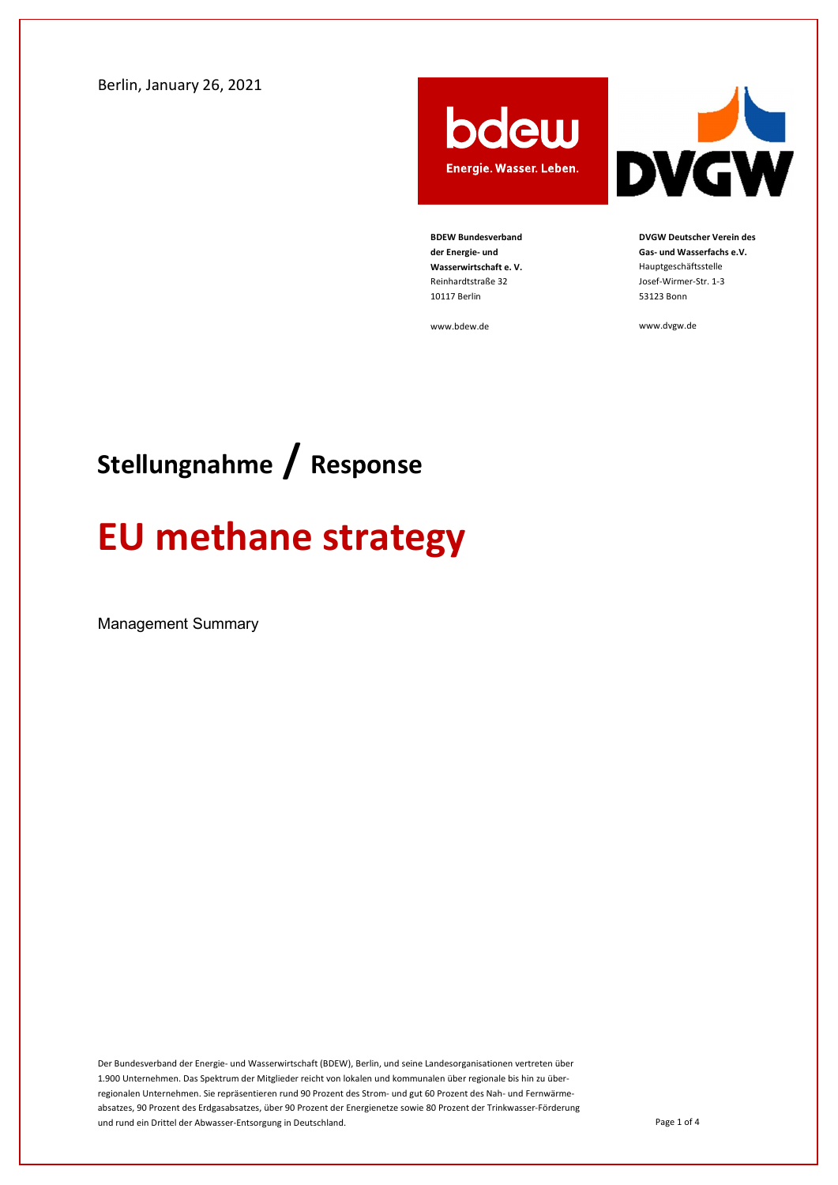Berlin, January 26, 2021

**BDEW Bundesverband der Energie- und Wasserwirtschaft e. V.**
Reinhardtstraße 32
10117 Berlin

www.bdew.de

**DVGW Deutscher Verein des Gas- und Wasserfachs e.V.**
Hauptgeschäftsstelle
Josef-Wirmer-Str. 1-3
53123 Bonn

www.dvgw.de

# Stellungnahme / Response

# EU methane strategy

Management Summary

Der Bundesverband der Energie- und Wasserwirtschaft (BDEW), Berlin, und seine Landesorganisationen vertreten über 1.900 Unternehmen. Das Spektrum der Mitglieder reicht von lokalen und kommunalen über regionale bis hin zu überregionalen Unternehmen. Sie repräsentieren rund 90 Prozent des Strom- und gut 60 Prozent des Nah- und Fernwärmeabsatzes, 90 Prozent des Erdgasabsatzes, über 90 Prozent der Energienetze sowie 80 Prozent der Trinkwasser-Förderung und rund ein Drittel der Abwasser-Entsorgung in Deutschland.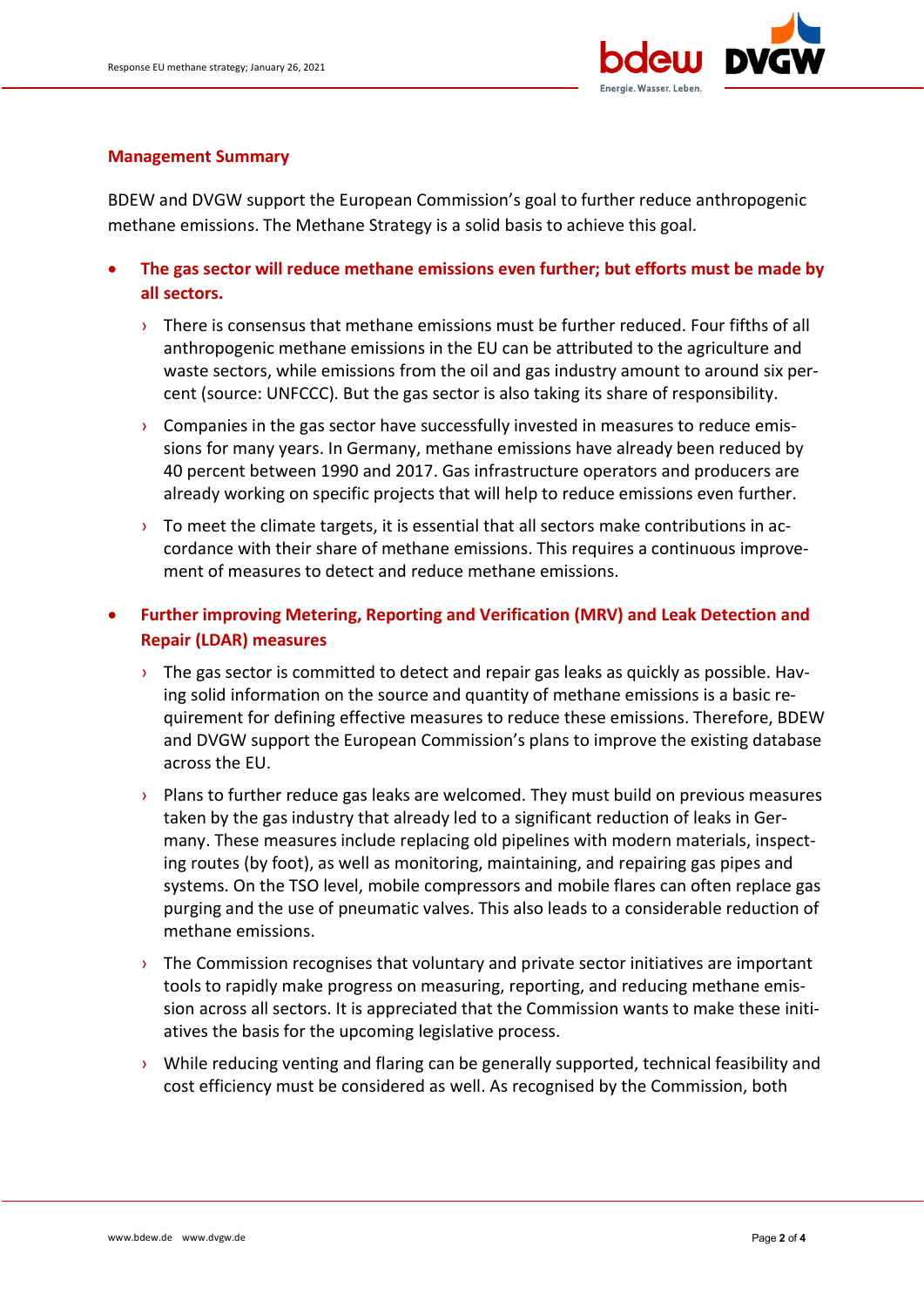## Management Summary

BDEW and DVGW support the European Commission's goal to further reduce anthropogenic methane emissions. The Methane Strategy is a solid basis to achieve this goal.

- **The gas sector will reduce methane emissions even further; but efforts must be made by all sectors.**
  - There is consensus that methane emissions must be further reduced. Four fifths of all anthropogenic methane emissions in the EU can be attributed to the agriculture and waste sectors, while emissions from the oil and gas industry amount to around six percent (source: UNFCCC). But the gas sector is also taking its share of responsibility.
  - Companies in the gas sector have successfully invested in measures to reduce emissions for many years. In Germany, methane emissions have already been reduced by 40 percent between 1990 and 2017. Gas infrastructure operators and producers are already working on specific projects that will help to reduce emissions even further.
  - To meet the climate targets, it is essential that all sectors make contributions in accordance with their share of methane emissions. This requires a continuous improvement of measures to detect and reduce methane emissions.

- **Further improving Metering, Reporting and Verification (MRV) and Leak Detection and Repair (LDAR) measures**
  - The gas sector is committed to detect and repair gas leaks as quickly as possible. Having solid information on the source and quantity of methane emissions is a basic requirement for defining effective measures to reduce these emissions. Therefore, BDEW and DVGW support the European Commission's plans to improve the existing database across the EU.
  - Plans to further reduce gas leaks are welcomed. They must build on previous measures taken by the gas industry that already led to a significant reduction of leaks in Germany. These measures include replacing old pipelines with modern materials, inspecting routes (by foot), as well as monitoring, maintaining, and repairing gas pipes and systems. On the TSO level, mobile compressors and mobile flares can often replace gas purging and the use of pneumatic valves. This also leads to a considerable reduction of methane emissions.
  - The Commission recognises that voluntary and private sector initiatives are important tools to rapidly make progress on measuring, reporting, and reducing methane emission across all sectors. It is appreciated that the Commission wants to make these initiatives the basis for the upcoming legislative process.
  - While reducing venting and flaring can be generally supported, technical feasibility and cost efficiency must be considered as well. As recognised by the Commission, both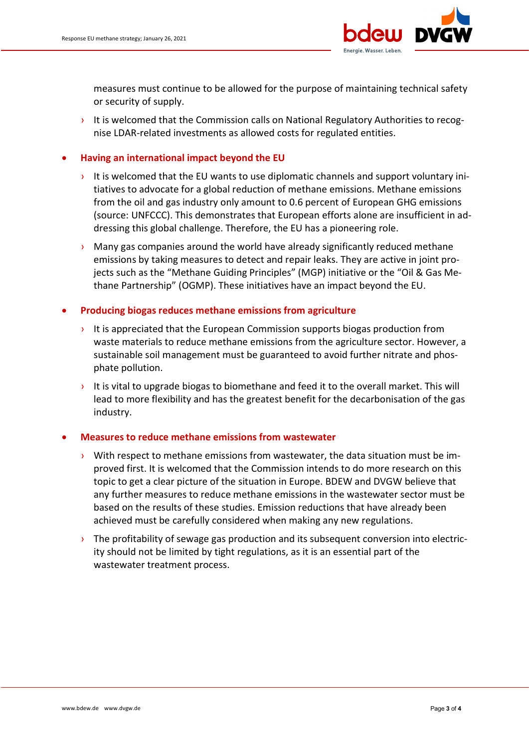measures must continue to be allowed for the purpose of maintaining technical safety or security of supply.

› It is welcomed that the Commission calls on National Regulatory Authorities to recognise LDAR-related investments as allowed costs for regulated entities.

- **Having an international impact beyond the EU**

  › It is welcomed that the EU wants to use diplomatic channels and support voluntary initiatives to advocate for a global reduction of methane emissions. Methane emissions from the oil and gas industry only amount to 0.6 percent of European GHG emissions (source: UNFCCC). This demonstrates that European efforts alone are insufficient in addressing this global challenge. Therefore, the EU has a pioneering role.

  › Many gas companies around the world have already significantly reduced methane emissions by taking measures to detect and repair leaks. They are active in joint projects such as the "Methane Guiding Principles" (MGP) initiative or the "Oil & Gas Methane Partnership" (OGMP). These initiatives have an impact beyond the EU.

- **Producing biogas reduces methane emissions from agriculture**

  › It is appreciated that the European Commission supports biogas production from waste materials to reduce methane emissions from the agriculture sector. However, a sustainable soil management must be guaranteed to avoid further nitrate and phosphate pollution.

  › It is vital to upgrade biogas to biomethane and feed it to the overall market. This will lead to more flexibility and has the greatest benefit for the decarbonisation of the gas industry.

- **Measures to reduce methane emissions from wastewater**

  › With respect to methane emissions from wastewater, the data situation must be improved first. It is welcomed that the Commission intends to do more research on this topic to get a clear picture of the situation in Europe. BDEW and DVGW believe that any further measures to reduce methane emissions in the wastewater sector must be based on the results of these studies. Emission reductions that have already been achieved must be carefully considered when making any new regulations.

  › The profitability of sewage gas production and its subsequent conversion into electricity should not be limited by tight regulations, as it is an essential part of the wastewater treatment process.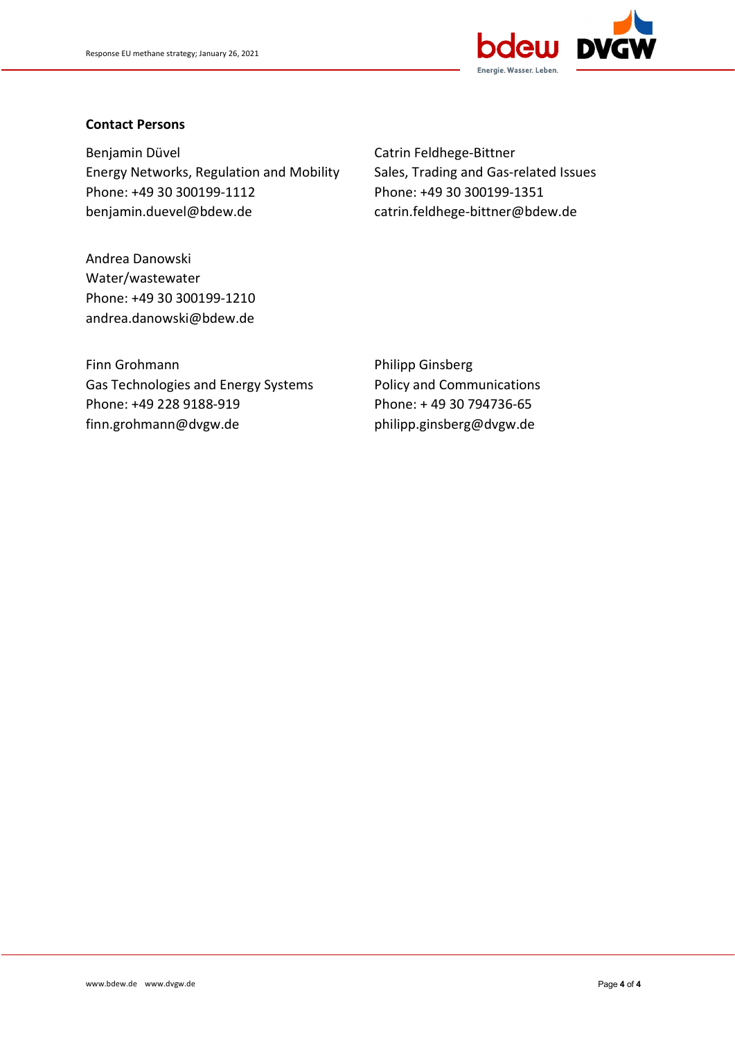**Contact Persons**

Benjamin Düvel
Energy Networks, Regulation and Mobility
Phone: +49 30 300199-1112
benjamin.duevel@bdew.de

Catrin Feldhege-Bittner
Sales, Trading and Gas-related Issues
Phone: +49 30 300199-1351
catrin.feldhege-bittner@bdew.de

Andrea Danowski
Water/wastewater
Phone: +49 30 300199-1210
andrea.danowski@bdew.de

Finn Grohmann
Gas Technologies and Energy Systems
Phone: +49 228 9188-919
finn.grohmann@dvgw.de

Philipp Ginsberg
Policy and Communications
Phone: + 49 30 794736-65
philipp.ginsberg@dvgw.de